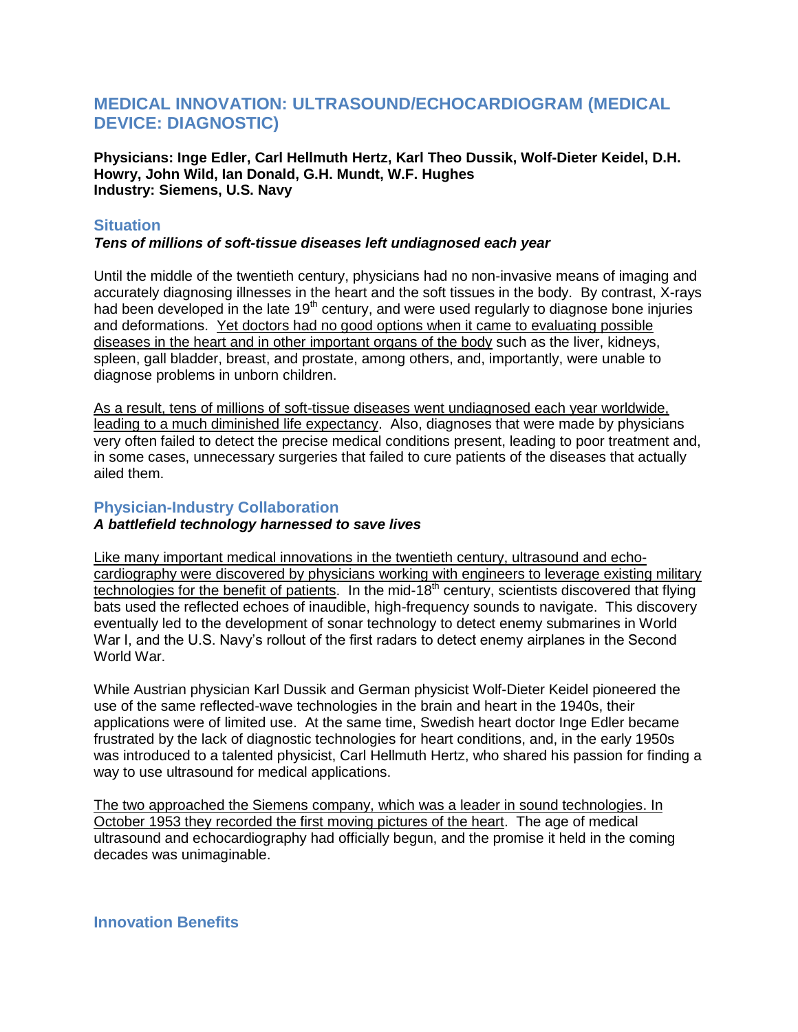# MEDICAL INNOVATION: ULTRASOUND/ECHOCARDIOGRAM (MEDICAL DEVICE: DIAGNOSTIC)

**Physicians: Inge Edler, Carl Hellmuth Hertz, Karl Theo Dussik, Wolf-Dieter Keidel, D.H. Howry, John Wild, Ian Donald, G.H. Mundt, W.F. Hughes**
**Industry: Siemens, U.S. Navy**

## Situation

***Tens of millions of soft-tissue diseases left undiagnosed each year***

Until the middle of the twentieth century, physicians had no non-invasive means of imaging and accurately diagnosing illnesses in the heart and the soft tissues in the body. By contrast, X-rays had been developed in the late 19th century, and were used regularly to diagnose bone injuries and deformations. <u>Yet doctors had no good options when it came to evaluating possible diseases in the heart and in other important organs of the body</u> such as the liver, kidneys, spleen, gall bladder, breast, and prostate, among others, and, importantly, were unable to diagnose problems in unborn children.

<u>As a result, tens of millions of soft-tissue diseases went undiagnosed each year worldwide, leading to a much diminished life expectancy</u>. Also, diagnoses that were made by physicians very often failed to detect the precise medical conditions present, leading to poor treatment and, in some cases, unnecessary surgeries that failed to cure patients of the diseases that actually ailed them.

## Physician-Industry Collaboration

***A battlefield technology harnessed to save lives***

<u>Like many important medical innovations in the twentieth century, ultrasound and echo-cardiography were discovered by physicians working with engineers to leverage existing military technologies for the benefit of patients</u>. In the mid-18th century, scientists discovered that flying bats used the reflected echoes of inaudible, high-frequency sounds to navigate. This discovery eventually led to the development of sonar technology to detect enemy submarines in World War I, and the U.S. Navy's rollout of the first radars to detect enemy airplanes in the Second World War.

While Austrian physician Karl Dussik and German physicist Wolf-Dieter Keidel pioneered the use of the same reflected-wave technologies in the brain and heart in the 1940s, their applications were of limited use. At the same time, Swedish heart doctor Inge Edler became frustrated by the lack of diagnostic technologies for heart conditions, and, in the early 1950s was introduced to a talented physicist, Carl Hellmuth Hertz, who shared his passion for finding a way to use ultrasound for medical applications.

<u>The two approached the Siemens company, which was a leader in sound technologies. In October 1953 they recorded the first moving pictures of the heart</u>. The age of medical ultrasound and echocardiography had officially begun, and the promise it held in the coming decades was unimaginable.

## Innovation Benefits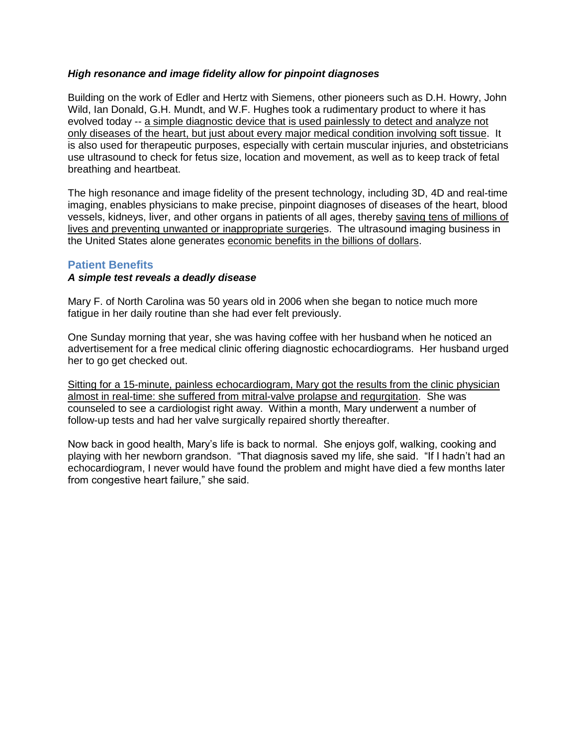***High resonance and image fidelity allow for pinpoint diagnoses***

Building on the work of Edler and Hertz with Siemens, other pioneers such as D.H. Howry, John Wild, Ian Donald, G.H. Mundt, and W.F. Hughes took a rudimentary product to where it has evolved today -- a simple diagnostic device that is used painlessly to detect and analyze not only diseases of the heart, but just about every major medical condition involving soft tissue. It is also used for therapeutic purposes, especially with certain muscular injuries, and obstetricians use ultrasound to check for fetus size, location and movement, as well as to keep track of fetal breathing and heartbeat.

The high resonance and image fidelity of the present technology, including 3D, 4D and real-time imaging, enables physicians to make precise, pinpoint diagnoses of diseases of the heart, blood vessels, kidneys, liver, and other organs in patients of all ages, thereby saving tens of millions of lives and preventing unwanted or inappropriate surgeries. The ultrasound imaging business in the United States alone generates economic benefits in the billions of dollars.

## Patient Benefits

***A simple test reveals a deadly disease***

Mary F. of North Carolina was 50 years old in 2006 when she began to notice much more fatigue in her daily routine than she had ever felt previously.

One Sunday morning that year, she was having coffee with her husband when he noticed an advertisement for a free medical clinic offering diagnostic echocardiograms. Her husband urged her to go get checked out.

Sitting for a 15-minute, painless echocardiogram, Mary got the results from the clinic physician almost in real-time: she suffered from mitral-valve prolapse and regurgitation. She was counseled to see a cardiologist right away. Within a month, Mary underwent a number of follow-up tests and had her valve surgically repaired shortly thereafter.

Now back in good health, Mary's life is back to normal. She enjoys golf, walking, cooking and playing with her newborn grandson. "That diagnosis saved my life, she said. "If I hadn't had an echocardiogram, I never would have found the problem and might have died a few months later from congestive heart failure," she said.